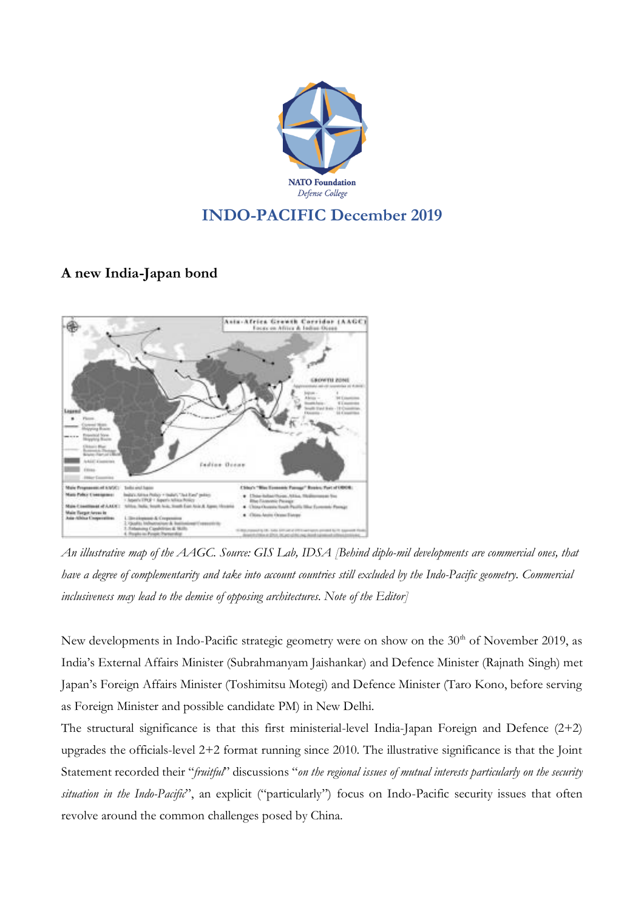NATO Foundation
*Defense College*

## INDO-PACIFIC December 2019

### A new India-Japan bond

*An illustrative map of the AAGC. Source: GIS Lab, IDSA [Behind diplo-mil developments are commercial ones, that have a degree of complementarity and take into account countries still excluded by the Indo-Pacific geometry. Commercial inclusiveness may lead to the demise of opposing architectures. Note of the Editor]*

New developments in Indo-Pacific strategic geometry were on show on the 30th of November 2019, as India's External Affairs Minister (Subrahmanyam Jaishankar) and Defence Minister (Rajnath Singh) met Japan's Foreign Affairs Minister (Toshimitsu Motegi) and Defence Minister (Taro Kono, before serving as Foreign Minister and possible candidate PM) in New Delhi.

The structural significance is that this first ministerial-level India-Japan Foreign and Defence (2+2) upgrades the officials-level 2+2 format running since 2010. The illustrative significance is that the Joint Statement recorded their "*fruitful*" discussions "*on the regional issues of mutual interests particularly on the security situation in the Indo-Pacific*", an explicit ("particularly") focus on Indo-Pacific security issues that often revolve around the common challenges posed by China.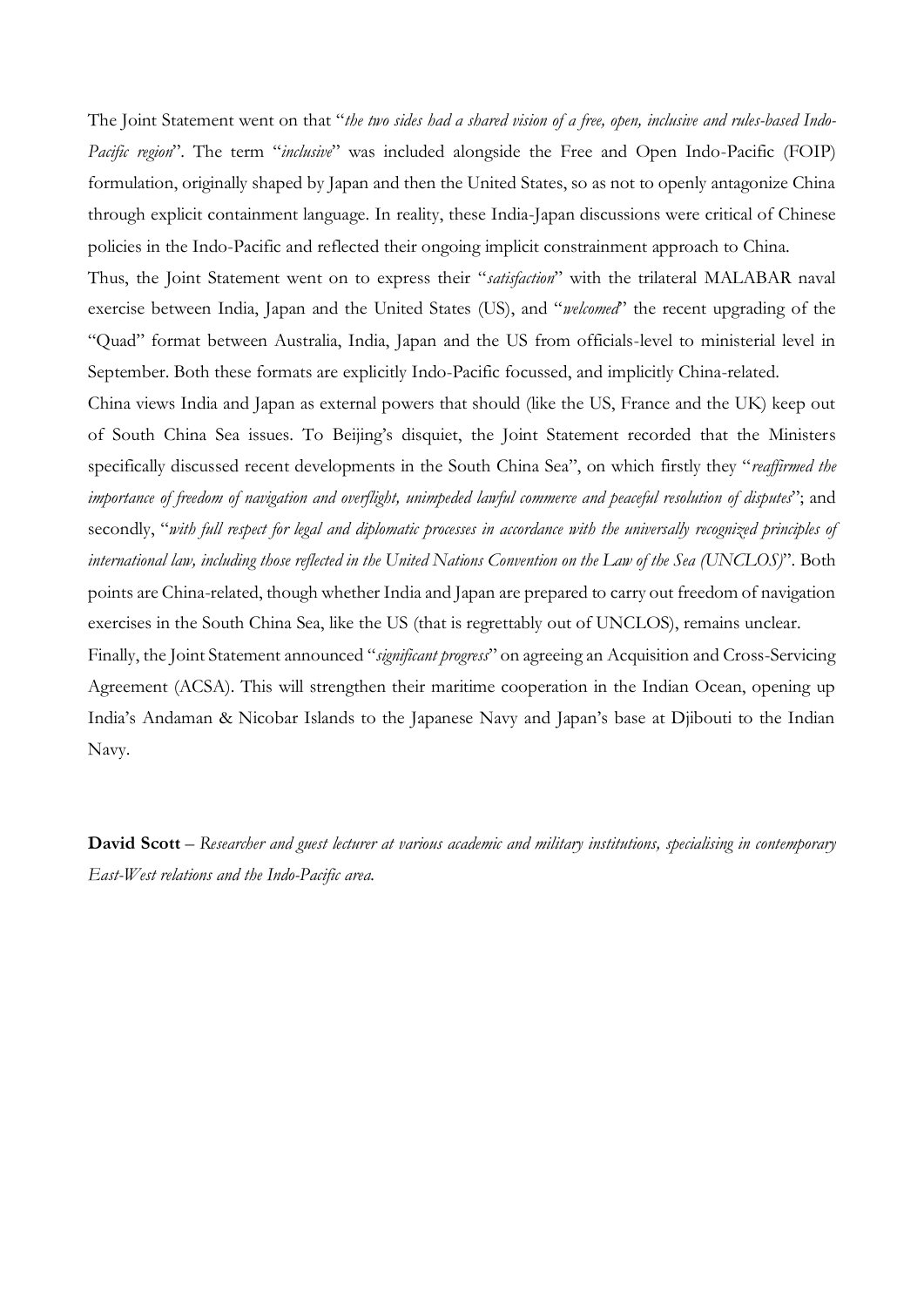The Joint Statement went on that "*the two sides had a shared vision of a free, open, inclusive and rules-based Indo-Pacific region*". The term "*inclusive*" was included alongside the Free and Open Indo-Pacific (FOIP) formulation, originally shaped by Japan and then the United States, so as not to openly antagonize China through explicit containment language. In reality, these India-Japan discussions were critical of Chinese policies in the Indo-Pacific and reflected their ongoing implicit constrainment approach to China.

Thus, the Joint Statement went on to express their "*satisfaction*" with the trilateral MALABAR naval exercise between India, Japan and the United States (US), and "*welcomed*" the recent upgrading of the "Quad" format between Australia, India, Japan and the US from officials-level to ministerial level in September. Both these formats are explicitly Indo-Pacific focussed, and implicitly China-related.

China views India and Japan as external powers that should (like the US, France and the UK) keep out of South China Sea issues. To Beijing's disquiet, the Joint Statement recorded that the Ministers specifically discussed recent developments in the South China Sea", on which firstly they "*reaffirmed the importance of freedom of navigation and overflight, unimpeded lawful commerce and peaceful resolution of disputes*"; and secondly, "*with full respect for legal and diplomatic processes in accordance with the universally recognized principles of international law, including those reflected in the United Nations Convention on the Law of the Sea (UNCLOS)*". Both points are China-related, though whether India and Japan are prepared to carry out freedom of navigation exercises in the South China Sea, like the US (that is regrettably out of UNCLOS), remains unclear.

Finally, the Joint Statement announced "*significant progress*" on agreeing an Acquisition and Cross-Servicing Agreement (ACSA). This will strengthen their maritime cooperation in the Indian Ocean, opening up India's Andaman & Nicobar Islands to the Japanese Navy and Japan's base at Djibouti to the Indian Navy.

**David Scott** – *Researcher and guest lecturer at various academic and military institutions, specialising in contemporary East-West relations and the Indo-Pacific area.*